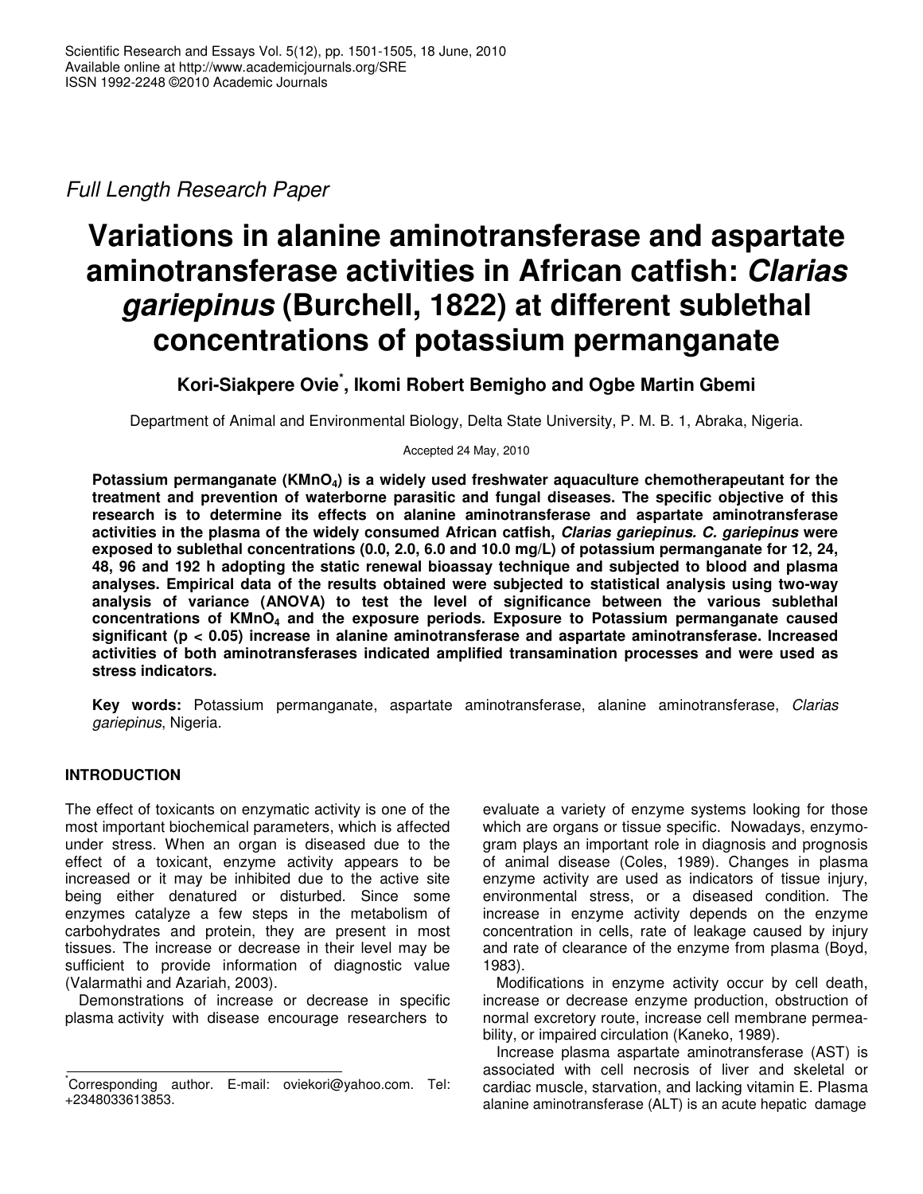*Full Length Research Paper*

# Variations in alanine aminotransferase and aspartate aminotransferase activities in African catfish: *Clarias gariepinus* (Burchell, 1822) at different sublethal concentrations of potassium permanganate

**Kori-Siakpere Ovie*, Ikomi Robert Bemigho and Ogbe Martin Gbemi**

Department of Animal and Environmental Biology, Delta State University, P. M. B. 1, Abraka, Nigeria.

Accepted 24 May, 2010

**Potassium permanganate ($KMnO_4$) is a widely used freshwater aquaculture chemotherapeutant for the treatment and prevention of waterborne parasitic and fungal diseases. The specific objective of this research is to determine its effects on alanine aminotransferase and aspartate aminotransferase activities in the plasma of the widely consumed African catfish, *Clarias gariepinus. C. gariepinus* were exposed to sublethal concentrations (0.0, 2.0, 6.0 and 10.0 mg/L) of potassium permanganate for 12, 24, 48, 96 and 192 h adopting the static renewal bioassay technique and subjected to blood and plasma analyses. Empirical data of the results obtained were subjected to statistical analysis using two-way analysis of variance (ANOVA) to test the level of significance between the various sublethal concentrations of $KMnO_4$ and the exposure periods. Exposure to Potassium permanganate caused significant ($p < 0.05$) increase in alanine aminotransferase and aspartate aminotransferase. Increased activities of both aminotransferases indicated amplified transamination processes and were used as stress indicators.**

**Key words:** Potassium permanganate, aspartate aminotransferase, alanine aminotransferase, *Clarias gariepinus*, Nigeria.

## INTRODUCTION

The effect of toxicants on enzymatic activity is one of the most important biochemical parameters, which is affected under stress. When an organ is diseased due to the effect of a toxicant, enzyme activity appears to be increased or it may be inhibited due to the active site being either denatured or disturbed. Since some enzymes catalyze a few steps in the metabolism of carbohydrates and protein, they are present in most tissues. The increase or decrease in their level may be sufficient to provide information of diagnostic value (Valarmathi and Azariah, 2003).

Demonstrations of increase or decrease in specific plasma activity with disease encourage researchers to evaluate a variety of enzyme systems looking for those which are organs or tissue specific. Nowadays, enzymogram plays an important role in diagnosis and prognosis of animal disease (Coles, 1989). Changes in plasma enzyme activity are used as indicators of tissue injury, environmental stress, or a diseased condition. The increase in enzyme activity depends on the enzyme concentration in cells, rate of leakage caused by injury and rate of clearance of the enzyme from plasma (Boyd, 1983).

Modifications in enzyme activity occur by cell death, increase or decrease enzyme production, obstruction of normal excretory route, increase cell membrane permeability, or impaired circulation (Kaneko, 1989).

Increase plasma aspartate aminotransferase (AST) is associated with cell necrosis of liver and skeletal or cardiac muscle, starvation, and lacking vitamin E. Plasma alanine aminotransferase (ALT) is an acute hepatic damage

*Corresponding author. E-mail: oviekori@yahoo.com. Tel: +2348033613853.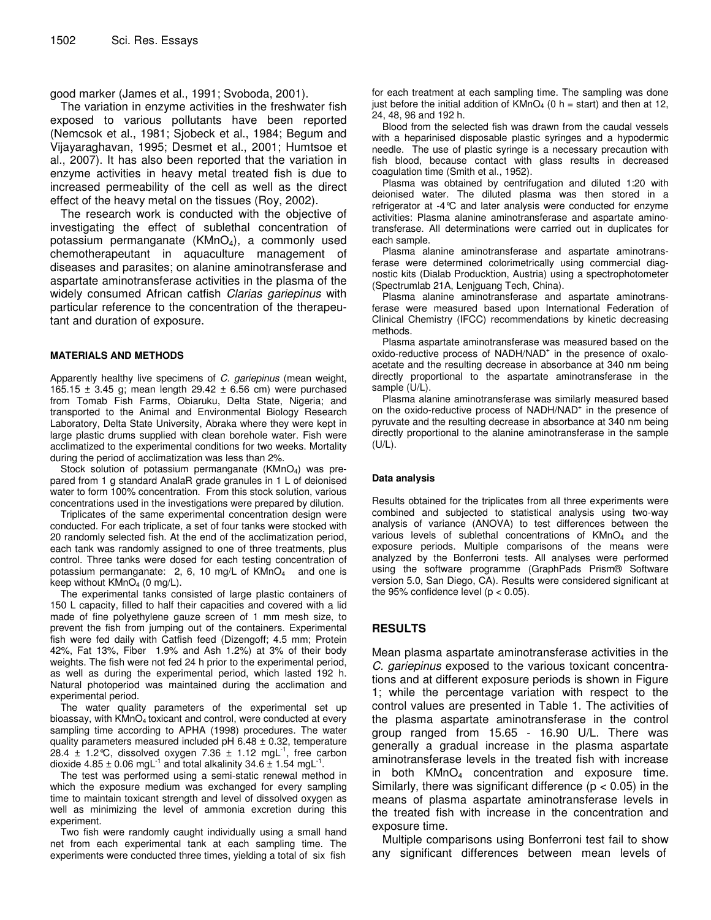good marker (James et al., 1991; Svoboda, 2001).

The variation in enzyme activities in the freshwater fish exposed to various pollutants have been reported (Nemcsok et al., 1981; Sjobeck et al., 1984; Begum and Vijayaraghavan, 1995; Desmet et al., 2001; Humtsoe et al., 2007). It has also been reported that the variation in enzyme activities in heavy metal treated fish is due to increased permeability of the cell as well as the direct effect of the heavy metal on the tissues (Roy, 2002).

The research work is conducted with the objective of investigating the effect of sublethal concentration of potassium permanganate ($KMnO_4$), a commonly used chemotherapeutant in aquaculture management of diseases and parasites; on alanine aminotransferase and aspartate aminotransferase activities in the plasma of the widely consumed African catfish *Clarias gariepinus* with particular reference to the concentration of the therapeutant and duration of exposure.

## MATERIALS AND METHODS

Apparently healthy live specimens of *C. gariepinus* (mean weight, 165.15 ± 3.45 g; mean length 29.42 ± 6.56 cm) were purchased from Tomab Fish Farms, Obiaruku, Delta State, Nigeria; and transported to the Animal and Environmental Biology Research Laboratory, Delta State University, Abraka where they were kept in large plastic drums supplied with clean borehole water. Fish were acclimatized to the experimental conditions for two weeks. Mortality during the period of acclimatization was less than 2%.

Stock solution of potassium permanganate ($KMnO_4$) was prepared from 1 g standard AnalaR grade granules in 1 L of deionised water to form 100% concentration. From this stock solution, various concentrations used in the investigations were prepared by dilution.

Triplicates of the same experimental concentration design were conducted. For each triplicate, a set of four tanks were stocked with 20 randomly selected fish. At the end of the acclimatization period, each tank was randomly assigned to one of three treatments, plus control. Three tanks were dosed for each testing concentration of potassium permanganate: 2, 6, 10 mg/L of $KMnO_4$ and one is keep without $KMnO_4$ (0 mg/L).

The experimental tanks consisted of large plastic containers of 150 L capacity, filled to half their capacities and covered with a lid made of fine polyethylene gauze screen of 1 mm mesh size, to prevent the fish from jumping out of the containers. Experimental fish were fed daily with Catfish feed (Dizengoff; 4.5 mm; Protein 42%, Fat 13%, Fiber 1.9% and Ash 1.2%) at 3% of their body weights. The fish were not fed 24 h prior to the experimental period, as well as during the experimental period, which lasted 192 h. Natural photoperiod was maintained during the acclimation and experimental period.

The water quality parameters of the experimental set up bioassay, with $KMnO_4$ toxicant and control, were conducted at every sampling time according to APHA (1998) procedures. The water quality parameters measured included pH 6.48 ± 0.32, temperature 28.4 ± 1.2°C, dissolved oxygen 7.36 ± 1.12 $mgL^{-1}$, free carbon dioxide 4.85 ± 0.06 $mgL^{-1}$ and total alkalinity 34.6 ± 1.54 $mgL^{-1}$.

The test was performed using a semi-static renewal method in which the exposure medium was exchanged for every sampling time to maintain toxicant strength and level of dissolved oxygen as well as minimizing the level of ammonia excretion during this experiment.

Two fish were randomly caught individually using a small hand net from each experimental tank at each sampling time. The experiments were conducted three times, yielding a total of six fish for each treatment at each sampling time. The sampling was done just before the initial addition of $KMnO_4$ (0 h = start) and then at 12, 24, 48, 96 and 192 h.

Blood from the selected fish was drawn from the caudal vessels with a heparinised disposable plastic syringes and a hypodermic needle. The use of plastic syringe is a necessary precaution with fish blood, because contact with glass results in decreased coagulation time (Smith et al., 1952).

Plasma was obtained by centrifugation and diluted 1:20 with deionised water. The diluted plasma was then stored in a refrigerator at -4°C and later analysis were conducted for enzyme activities: Plasma alanine aminotransferase and aspartate aminotransferase. All determinations were carried out in duplicates for each sample.

Plasma alanine aminotransferase and aspartate aminotransferase were determined colorimetrically using commercial diagnostic kits (Dialab Producktion, Austria) using a spectrophotometer (Spectrumlab 21A, Lenjguang Tech, China).

Plasma alanine aminotransferase and aspartate aminotransferase were measured based upon International Federation of Clinical Chemistry (IFCC) recommendations by kinetic decreasing methods.

Plasma aspartate aminotransferase was measured based on the oxido-reductive process of $NADH/NAD^+$ in the presence of oxaloacetate and the resulting decrease in absorbance at 340 nm being directly proportional to the aspartate aminotransferase in the sample (U/L).

Plasma alanine aminotransferase was similarly measured based on the oxido-reductive process of $NADH/NAD^+$ in the presence of pyruvate and the resulting decrease in absorbance at 340 nm being directly proportional to the alanine aminotransferase in the sample (U/L).

### Data analysis

Results obtained for the triplicates from all three experiments were combined and subjected to statistical analysis using two-way analysis of variance (ANOVA) to test differences between the various levels of sublethal concentrations of $KMnO_4$ and the exposure periods. Multiple comparisons of the means were analyzed by the Bonferroni tests. All analyses were performed using the software programme (GraphPads Prism® Software version 5.0, San Diego, CA). Results were considered significant at the 95% confidence level ($p < 0.05$).

## RESULTS

Mean plasma aspartate aminotransferase activities in the *C. gariepinus* exposed to the various toxicant concentrations and at different exposure periods is shown in Figure 1; while the percentage variation with respect to the control values are presented in Table 1. The activities of the plasma aspartate aminotransferase in the control group ranged from 15.65 - 16.90 U/L. There was generally a gradual increase in the plasma aspartate aminotransferase levels in the treated fish with increase in both $KMnO_4$ concentration and exposure time. Similarly, there was significant difference ($p < 0.05$) in the means of plasma aspartate aminotransferase levels in the treated fish with increase in the concentration and exposure time.

Multiple comparisons using Bonferroni test fail to show any significant differences between mean levels of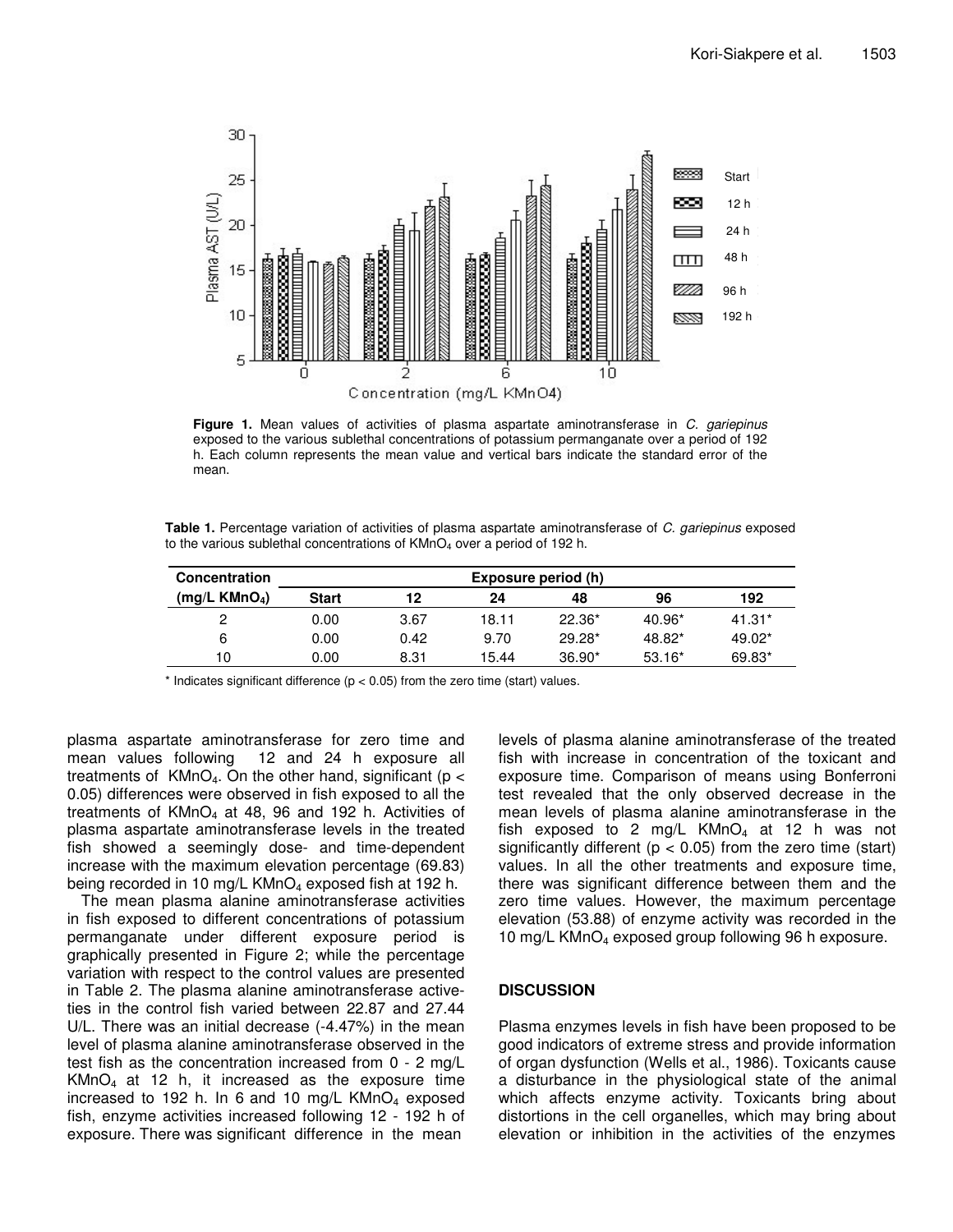**Figure 1.** Mean values of activities of plasma aspartate aminotransferase in *C. gariepinus* exposed to the various sublethal concentrations of potassium permanganate over a period of 192 h. Each column represents the mean value and vertical bars indicate the standard error of the mean.

**Table 1.** Percentage variation of activities of plasma aspartate aminotransferase of *C. gariepinus* exposed to the various sublethal concentrations of $KMnO_4$ over a period of 192 h.

| Concentration ($mg/L\ KMnO_4$) | Exposure period (h) | | | | | |
|---|---|---|---|---|---|---|
| | Start | 12 | 24 | 48 | 96 | 192 |
| 2 | 0.00 | 3.67 | 18.11 | 22.36* | 40.96* | 41.31* |
| 6 | 0.00 | 0.42 | 9.70 | 29.28* | 48.82* | 49.02* |
| 10 | 0.00 | 8.31 | 15.44 | 36.90* | 53.16* | 69.83* |

\* Indicates significant difference ($p < 0.05$) from the zero time (start) values.

plasma aspartate aminotransferase for zero time and mean values following 12 and 24 h exposure all treatments of $KMnO_4$. On the other hand, significant ($p < 0.05$) differences were observed in fish exposed to all the treatments of $KMnO_4$ at 48, 96 and 192 h. Activities of plasma aspartate aminotransferase levels in the treated fish showed a seemingly dose- and time-dependent increase with the maximum elevation percentage (69.83) being recorded in 10 mg/L $KMnO_4$ exposed fish at 192 h.

The mean plasma alanine aminotransferase activities in fish exposed to different concentrations of potassium permanganate under different exposure period is graphically presented in Figure 2; while the percentage variation with respect to the control values are presented in Table 2. The plasma alanine aminotransferase activeties in the control fish varied between 22.87 and 27.44 U/L. There was an initial decrease (-4.47%) in the mean level of plasma alanine aminotransferase observed in the test fish as the concentration increased from 0 - 2 mg/L $KMnO_4$ at 12 h, it increased as the exposure time increased to 192 h. In 6 and 10 mg/L $KMnO_4$ exposed fish, enzyme activities increased following 12 - 192 h of exposure. There was significant difference in the mean levels of plasma alanine aminotransferase of the treated fish with increase in concentration of the toxicant and exposure time. Comparison of means using Bonferroni test revealed that the only observed decrease in the mean levels of plasma alanine aminotransferase in the fish exposed to 2 mg/L $KMnO_4$ at 12 h was not significantly different ($p < 0.05$) from the zero time (start) values. In all the other treatments and exposure time, there was significant difference between them and the zero time values. However, the maximum percentage elevation (53.88) of enzyme activity was recorded in the 10 mg/L $KMnO_4$ exposed group following 96 h exposure.

## DISCUSSION

Plasma enzymes levels in fish have been proposed to be good indicators of extreme stress and provide information of organ dysfunction (Wells et al., 1986). Toxicants cause a disturbance in the physiological state of the animal which affects enzyme activity. Toxicants bring about distortions in the cell organelles, which may bring about elevation or inhibition in the activities of the enzymes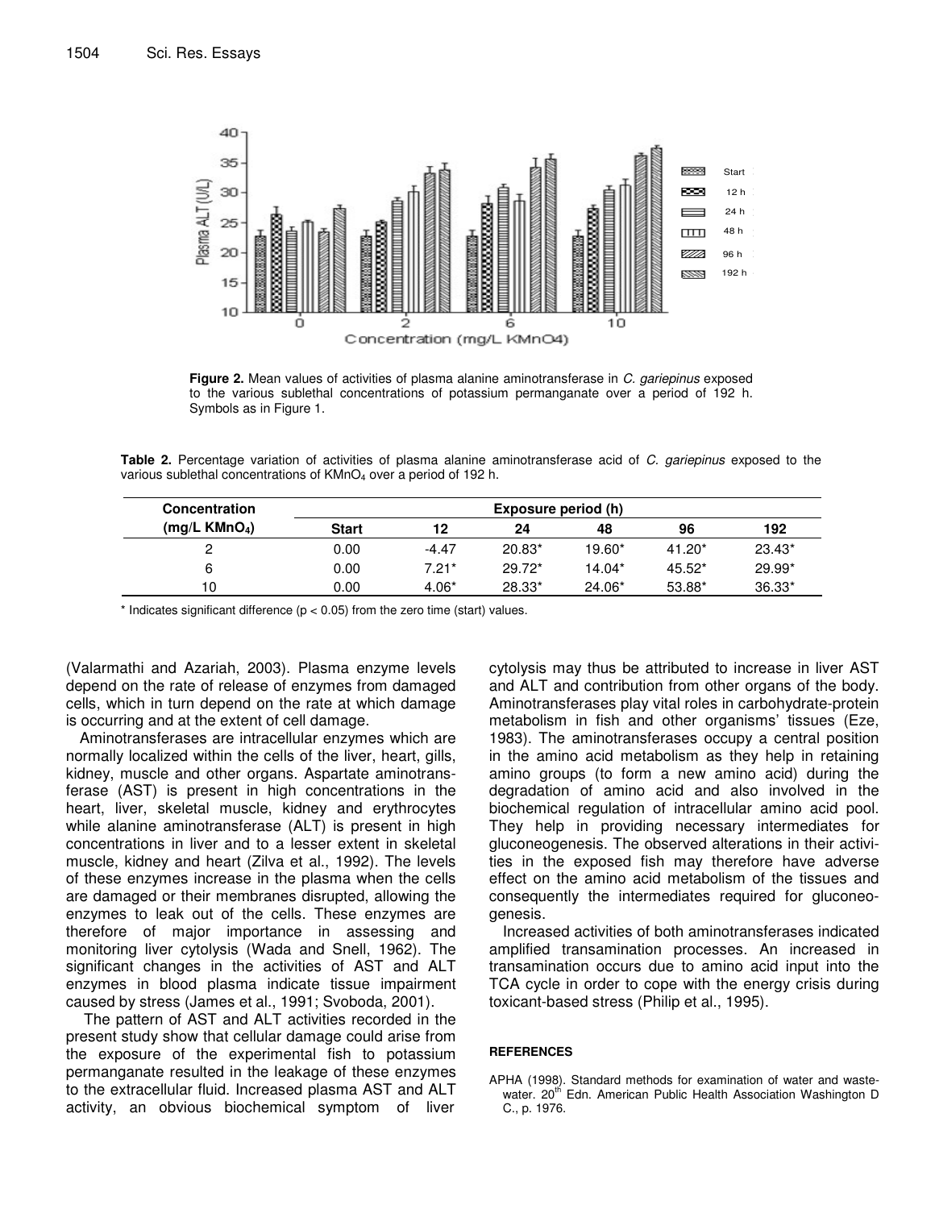**Figure 2.** Mean values of activities of plasma alanine aminotransferase in *C. gariepinus* exposed to the various sublethal concentrations of potassium permanganate over a period of 192 h. Symbols as in Figure 1.

**Table 2.** Percentage variation of activities of plasma alanine aminotransferase acid of *C. gariepinus* exposed to the various sublethal concentrations of $KMnO_4$ over a period of 192 h.

| Concentration ($mg/L\ KMnO_4$) | Exposure period (h) | | | | | |
|---|---|---|---|---|---|---|
| | Start | 12 | 24 | 48 | 96 | 192 |
| 2 | 0.00 | -4.47 | 20.83* | 19.60* | 41.20* | 23.43* |
| 6 | 0.00 | 7.21* | 29.72* | 14.04* | 45.52* | 29.99* |
| 10 | 0.00 | 4.06* | 28.33* | 24.06* | 53.88* | 36.33* |

\* Indicates significant difference ($p < 0.05$) from the zero time (start) values.

(Valarmathi and Azariah, 2003). Plasma enzyme levels depend on the rate of release of enzymes from damaged cells, which in turn depend on the rate at which damage is occurring and at the extent of cell damage.

Aminotransferases are intracellular enzymes which are normally localized within the cells of the liver, heart, gills, kidney, muscle and other organs. Aspartate aminotransferase (AST) is present in high concentrations in the heart, liver, skeletal muscle, kidney and erythrocytes while alanine aminotransferase (ALT) is present in high concentrations in liver and to a lesser extent in skeletal muscle, kidney and heart (Zilva et al., 1992). The levels of these enzymes increase in the plasma when the cells are damaged or their membranes disrupted, allowing the enzymes to leak out of the cells. These enzymes are therefore of major importance in assessing and monitoring liver cytolysis (Wada and Snell, 1962). The significant changes in the activities of AST and ALT enzymes in blood plasma indicate tissue impairment caused by stress (James et al., 1991; Svoboda, 2001).

The pattern of AST and ALT activities recorded in the present study show that cellular damage could arise from the exposure of the experimental fish to potassium permanganate resulted in the leakage of these enzymes to the extracellular fluid. Increased plasma AST and ALT activity, an obvious biochemical symptom of liver cytolysis may thus be attributed to increase in liver AST and ALT and contribution from other organs of the body. Aminotransferases play vital roles in carbohydrate-protein metabolism in fish and other organisms' tissues (Eze, 1983). The aminotransferases occupy a central position in the amino acid metabolism as they help in retaining amino groups (to form a new amino acid) during the degradation of amino acid and also involved in the biochemical regulation of intracellular amino acid pool. They help in providing necessary intermediates for gluconeogenesis. The observed alterations in their activities in the exposed fish may therefore have adverse effect on the amino acid metabolism of the tissues and consequently the intermediates required for gluconeogenesis.

Increased activities of both aminotransferases indicated amplified transamination processes. An increased in transamination occurs due to amino acid input into the TCA cycle in order to cope with the energy crisis during toxicant-based stress (Philip et al., 1995).

## REFERENCES

APHA (1998). Standard methods for examination of water and wastewater. 20th Edn. American Public Health Association Washington D C., p. 1976.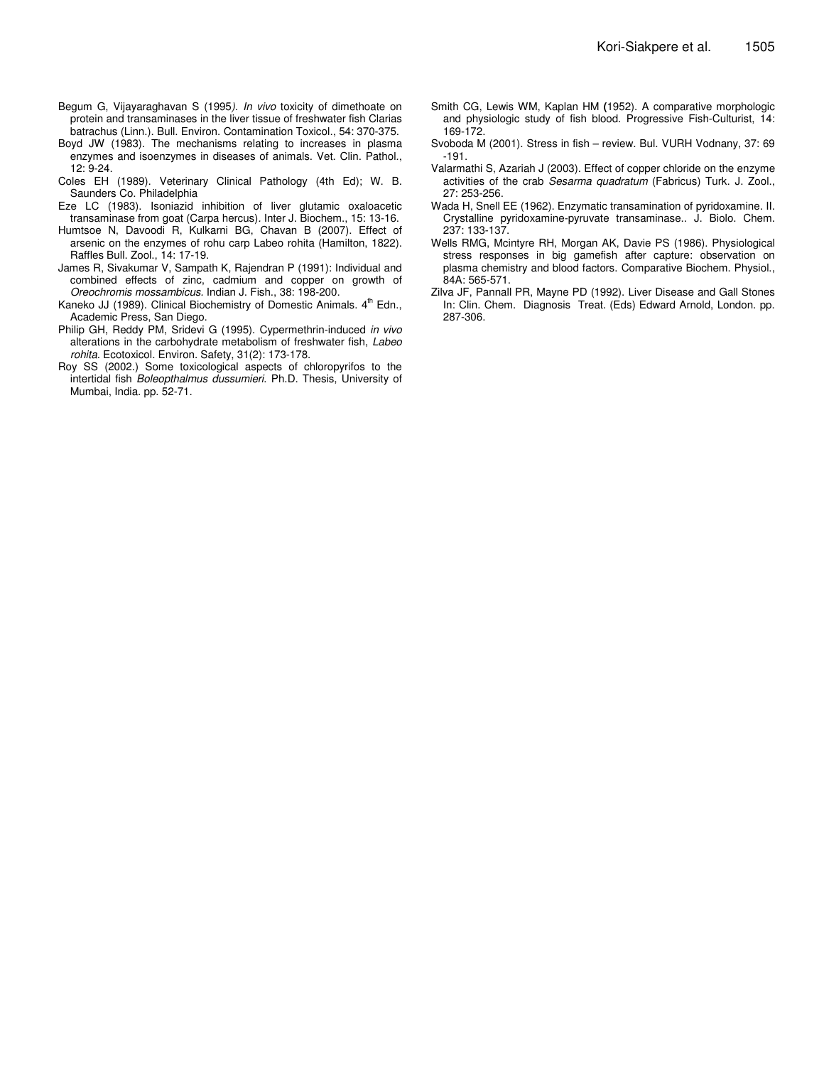Begum G, Vijayaraghavan S (1995). *In vivo* toxicity of dimethoate on protein and transaminases in the liver tissue of freshwater fish Clarias batrachus (Linn.). Bull. Environ. Contamination Toxicol., 54: 370-375.

Boyd JW (1983). The mechanisms relating to increases in plasma enzymes and isoenzymes in diseases of animals. Vet. Clin. Pathol., 12: 9-24.

Coles EH (1989). Veterinary Clinical Pathology (4th Ed); W. B. Saunders Co. Philadelphia

Eze LC (1983). Isoniazid inhibition of liver glutamic oxaloacetic transaminase from goat (Carpa hercus). Inter J. Biochem., 15: 13-16.

Humtsoe N, Davoodi R, Kulkarni BG, Chavan B (2007). Effect of arsenic on the enzymes of rohu carp Labeo rohita (Hamilton, 1822). Raffles Bull. Zool., 14: 17-19.

James R, Sivakumar V, Sampath K, Rajendran P (1991): Individual and combined effects of zinc, cadmium and copper on growth of *Oreochromis mossambicus*. Indian J. Fish., 38: 198-200.

Kaneko JJ (1989). Clinical Biochemistry of Domestic Animals. 4th Edn., Academic Press, San Diego.

Philip GH, Reddy PM, Sridevi G (1995). Cypermethrin-induced *in vivo* alterations in the carbohydrate metabolism of freshwater fish, *Labeo rohita*. Ecotoxicol. Environ. Safety, 31(2): 173-178.

Roy SS (2002.) Some toxicological aspects of chloropyrifos to the intertidal fish *Boleopthalmus dussumieri*. Ph.D. Thesis, University of Mumbai, India. pp. 52-71.

Smith CG, Lewis WM, Kaplan HM (1952). A comparative morphologic and physiologic study of fish blood. Progressive Fish-Culturist, 14: 169-172.

Svoboda M (2001). Stress in fish – review. Bul. VURH Vodnany, 37: 69 -191.

Valarmathi S, Azariah J (2003). Effect of copper chloride on the enzyme activities of the crab *Sesarma quadratum* (Fabricus) Turk. J. Zool., 27: 253-256.

Wada H, Snell EE (1962). Enzymatic transamination of pyridoxamine. II. Crystalline pyridoxamine-pyruvate transaminase.. J. Biolo. Chem. 237: 133-137.

Wells RMG, Mcintyre RH, Morgan AK, Davie PS (1986). Physiological stress responses in big gamefish after capture: observation on plasma chemistry and blood factors. Comparative Biochem. Physiol., 84A: 565-571.

Zilva JF, Pannall PR, Mayne PD (1992). Liver Disease and Gall Stones In: Clin. Chem. Diagnosis Treat. (Eds) Edward Arnold, London. pp. 287-306.